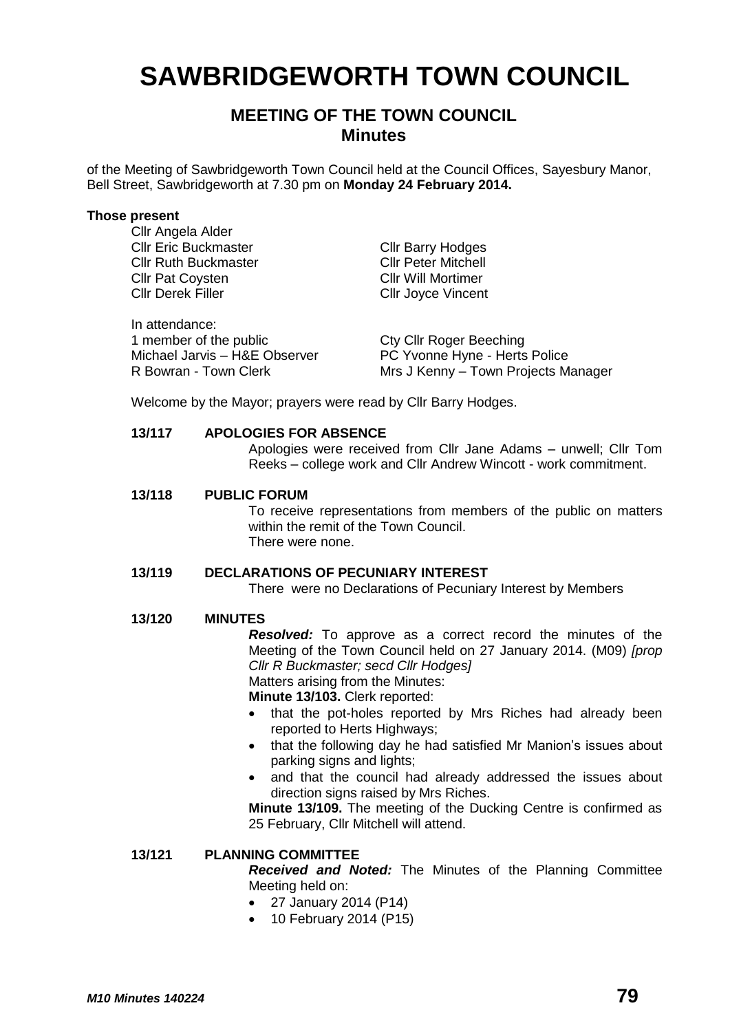# SAWBRIDGEWORTH TOWN COUNCIL

## MEETING OF THE TOWN COUNCIL
## Minutes

of the Meeting of Sawbridgeworth Town Council held at the Council Offices, Sayesbury Manor, Bell Street, Sawbridgeworth at 7.30 pm on **Monday 24 February 2014.**

**Those present**

Cllr Angela Alder
Cllr Eric Buckmaster
Cllr Ruth Buckmaster
Cllr Pat Coysten
Cllr Derek Filler
Cllr Barry Hodges
Cllr Peter Mitchell
Cllr Will Mortimer
Cllr Joyce Vincent

In attendance:
1 member of the public
Michael Jarvis – H&E Observer
R Bowran - Town Clerk
Cty Cllr Roger Beeching
PC Yvonne Hyne - Herts Police
Mrs J Kenny – Town Projects Manager

Welcome by the Mayor; prayers were read by Cllr Barry Hodges.

**13/117 APOLOGIES FOR ABSENCE**

Apologies were received from Cllr Jane Adams – unwell; Cllr Tom Reeks – college work and Cllr Andrew Wincott - work commitment.

**13/118 PUBLIC FORUM**

To receive representations from members of the public on matters within the remit of the Town Council.
There were none.

**13/119 DECLARATIONS OF PECUNIARY INTEREST**

There were no Declarations of Pecuniary Interest by Members

**13/120 MINUTES**

***Resolved:*** To approve as a correct record the minutes of the Meeting of the Town Council held on 27 January 2014. (M09) *[prop Cllr R Buckmaster; secd Cllr Hodges]*

Matters arising from the Minutes:

**Minute 13/103.** Clerk reported:

- that the pot-holes reported by Mrs Riches had already been reported to Herts Highways;
- that the following day he had satisfied Mr Manion's issues about parking signs and lights;
- and that the council had already addressed the issues about direction signs raised by Mrs Riches.

**Minute 13/109.** The meeting of the Ducking Centre is confirmed as 25 February, Cllr Mitchell will attend.

**13/121 PLANNING COMMITTEE**

***Received and Noted:*** The Minutes of the Planning Committee Meeting held on:

- 27 January 2014 (P14)
- 10 February 2014 (P15)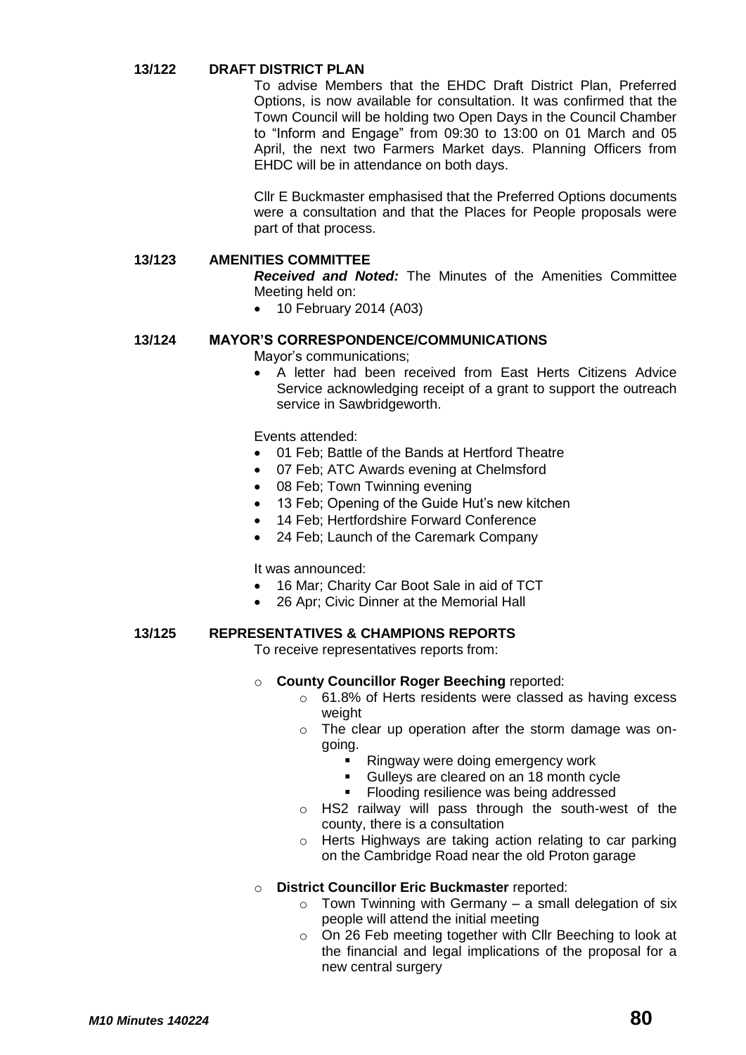### 13/122 DRAFT DISTRICT PLAN

To advise Members that the EHDC Draft District Plan, Preferred Options, is now available for consultation. It was confirmed that the Town Council will be holding two Open Days in the Council Chamber to "Inform and Engage" from 09:30 to 13:00 on 01 March and 05 April, the next two Farmers Market days. Planning Officers from EHDC will be in attendance on both days.

Cllr E Buckmaster emphasised that the Preferred Options documents were a consultation and that the Places for People proposals were part of that process.

### 13/123 AMENITIES COMMITTEE

***Received and Noted:*** The Minutes of the Amenities Committee Meeting held on:

- 10 February 2014 (A03)

### 13/124 MAYOR'S CORRESPONDENCE/COMMUNICATIONS

Mayor's communications;

- A letter had been received from East Herts Citizens Advice Service acknowledging receipt of a grant to support the outreach service in Sawbridgeworth.

Events attended:

- 01 Feb; Battle of the Bands at Hertford Theatre
- 07 Feb; ATC Awards evening at Chelmsford
- 08 Feb; Town Twinning evening
- 13 Feb; Opening of the Guide Hut's new kitchen
- 14 Feb; Hertfordshire Forward Conference
- 24 Feb; Launch of the Caremark Company

It was announced:

- 16 Mar; Charity Car Boot Sale in aid of TCT
- 26 Apr; Civic Dinner at the Memorial Hall

### 13/125 REPRESENTATIVES & CHAMPIONS REPORTS

To receive representatives reports from:

- **County Councillor Roger Beeching** reported:
  - 61.8% of Herts residents were classed as having excess weight
  - The clear up operation after the storm damage was on-going.
    - Ringway were doing emergency work
    - Gulleys are cleared on an 18 month cycle
    - Flooding resilience was being addressed
  - HS2 railway will pass through the south-west of the county, there is a consultation
  - Herts Highways are taking action relating to car parking on the Cambridge Road near the old Proton garage

- **District Councillor Eric Buckmaster** reported:
  - Town Twinning with Germany – a small delegation of six people will attend the initial meeting
  - On 26 Feb meeting together with Cllr Beeching to look at the financial and legal implications of the proposal for a new central surgery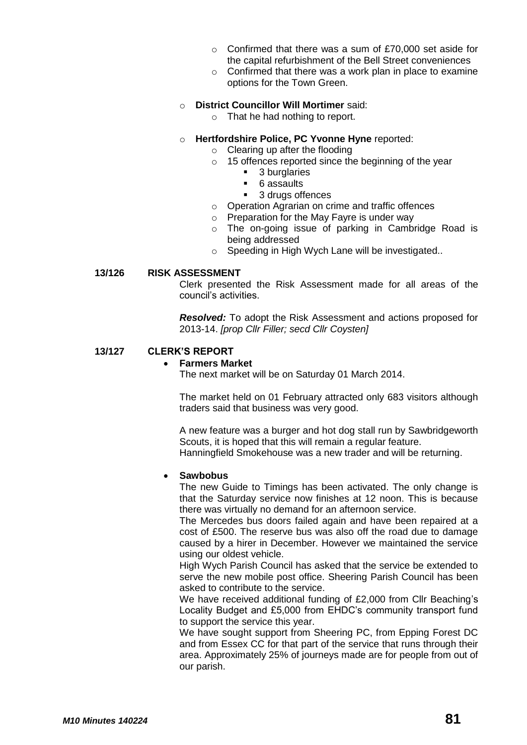- Confirmed that there was a sum of £70,000 set aside for the capital refurbishment of the Bell Street conveniences
  - Confirmed that there was a work plan in place to examine options for the Town Green.

- **District Councillor Will Mortimer** said:
  - That he had nothing to report.

- **Hertfordshire Police, PC Yvonne Hyne** reported:
  - Clearing up after the flooding
  - 15 offences reported since the beginning of the year
    - 3 burglaries
    - 6 assaults
    - 3 drugs offences
  - Operation Agrarian on crime and traffic offences
  - Preparation for the May Fayre is under way
  - The on-going issue of parking in Cambridge Road is being addressed
  - Speeding in High Wych Lane will be investigated..

**13/126 RISK ASSESSMENT**

Clerk presented the Risk Assessment made for all areas of the council's activities.

***Resolved:*** To adopt the Risk Assessment and actions proposed for 2013-14. *[prop Cllr Filler; secd Cllr Coysten]*

**13/127 CLERK'S REPORT**

- **Farmers Market**

  The next market will be on Saturday 01 March 2014.

  The market held on 01 February attracted only 683 visitors although traders said that business was very good.

  A new feature was a burger and hot dog stall run by Sawbridgeworth Scouts, it is hoped that this will remain a regular feature.
  Hanningfield Smokehouse was a new trader and will be returning.

- **Sawbobus**

  The new Guide to Timings has been activated. The only change is that the Saturday service now finishes at 12 noon. This is because there was virtually no demand for an afternoon service.
  The Mercedes bus doors failed again and have been repaired at a cost of £500. The reserve bus was also off the road due to damage caused by a hirer in December. However we maintained the service using our oldest vehicle.
  High Wych Parish Council has asked that the service be extended to serve the new mobile post office. Sheering Parish Council has been asked to contribute to the service.
  We have received additional funding of £2,000 from Cllr Beaching's Locality Budget and £5,000 from EHDC's community transport fund to support the service this year.
  We have sought support from Sheering PC, from Epping Forest DC and from Essex CC for that part of the service that runs through their area. Approximately 25% of journeys made are for people from out of our parish.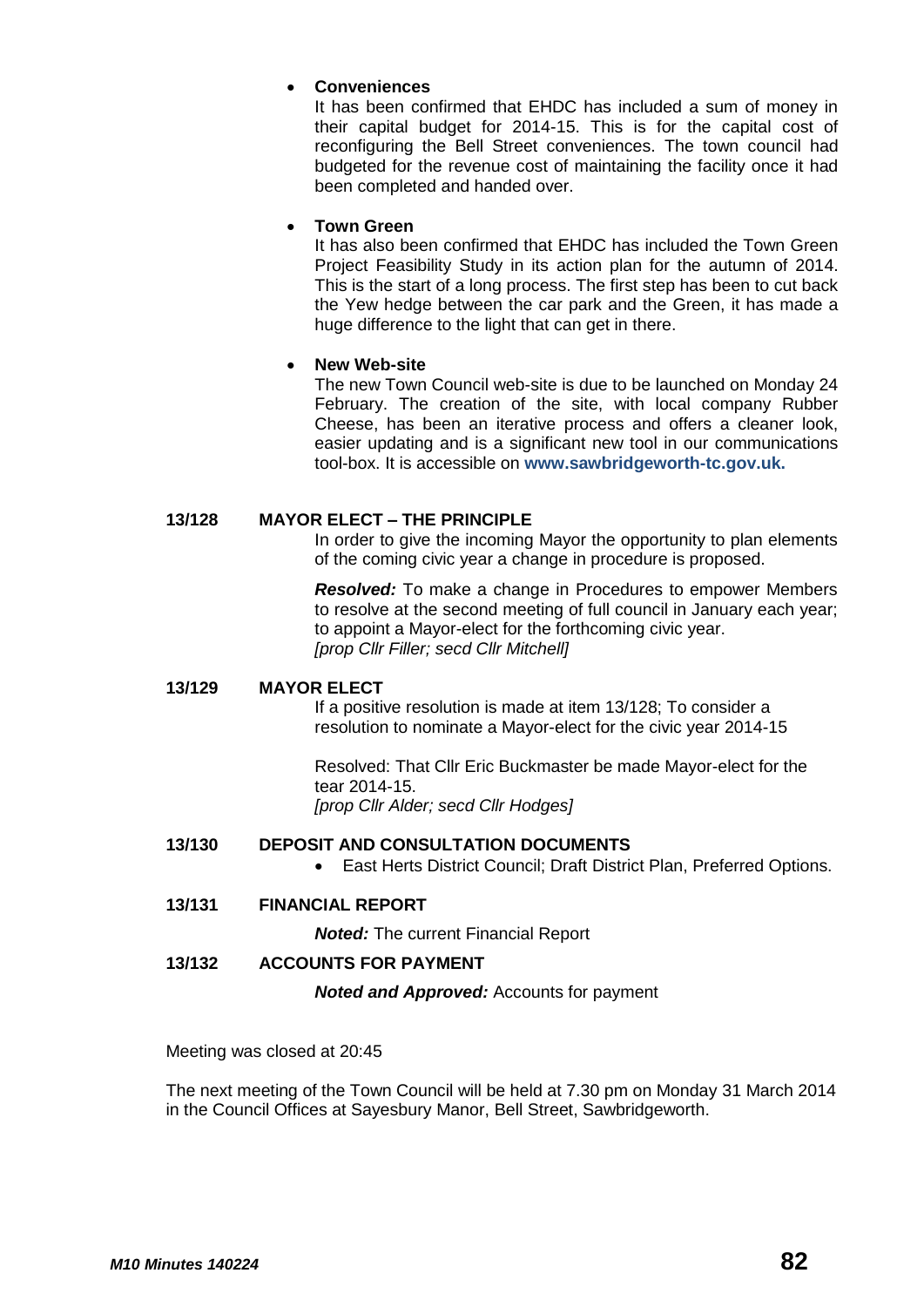- **Conveniences**

  It has been confirmed that EHDC has included a sum of money in their capital budget for 2014-15. This is for the capital cost of reconfiguring the Bell Street conveniences. The town council had budgeted for the revenue cost of maintaining the facility once it had been completed and handed over.

- **Town Green**

  It has also been confirmed that EHDC has included the Town Green Project Feasibility Study in its action plan for the autumn of 2014. This is the start of a long process. The first step has been to cut back the Yew hedge between the car park and the Green, it has made a huge difference to the light that can get in there.

- **New Web-site**

  The new Town Council web-site is due to be launched on Monday 24 February. The creation of the site, with local company Rubber Cheese, has been an iterative process and offers a cleaner look, easier updating and is a significant new tool in our communications tool-box. It is accessible on **www.sawbridgeworth-tc.gov.uk.**

**13/128 MAYOR ELECT – THE PRINCIPLE**

In order to give the incoming Mayor the opportunity to plan elements of the coming civic year a change in procedure is proposed.

***Resolved:*** To make a change in Procedures to empower Members to resolve at the second meeting of full council in January each year; to appoint a Mayor-elect for the forthcoming civic year.
*[prop Cllr Filler; secd Cllr Mitchell]*

**13/129 MAYOR ELECT**

If a positive resolution is made at item 13/128; To consider a resolution to nominate a Mayor-elect for the civic year 2014-15

Resolved: That Cllr Eric Buckmaster be made Mayor-elect for the tear 2014-15.
*[prop Cllr Alder; secd Cllr Hodges]*

**13/130 DEPOSIT AND CONSULTATION DOCUMENTS**

- East Herts District Council; Draft District Plan, Preferred Options.

**13/131 FINANCIAL REPORT**

***Noted:*** The current Financial Report

**13/132 ACCOUNTS FOR PAYMENT**

***Noted and Approved:*** Accounts for payment

Meeting was closed at 20:45

The next meeting of the Town Council will be held at 7.30 pm on Monday 31 March 2014 in the Council Offices at Sayesbury Manor, Bell Street, Sawbridgeworth.